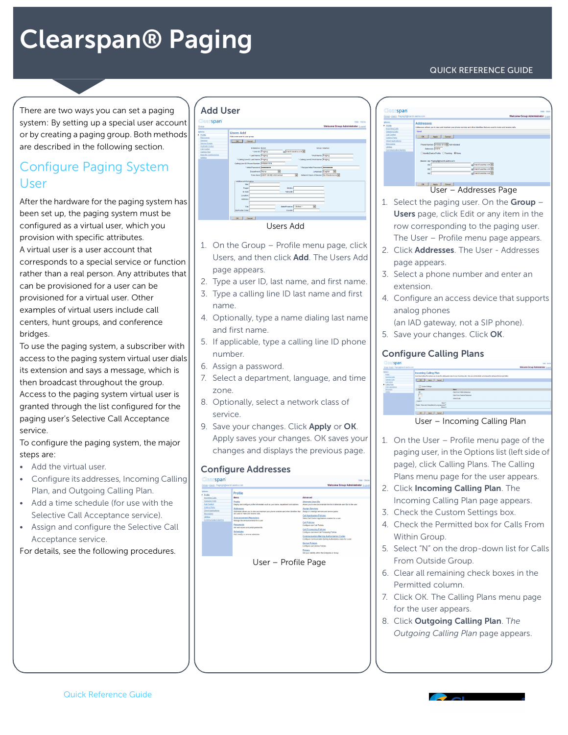# Clearspan® Paging

QUICK REFERENCE GUIDE

There are two ways you can set a paging system: By setting up a special user account or by creating a paging group. Both methods are described in the following section.

## Configure Paging System User

After the hardware for the paging system has been set up, the paging system must be configured as a virtual user, which you provision with specific attributes.

A virtual user is a user account that corresponds to a special service or function rather than a real person. Any attributes that can be provisioned for a user can be provisioned for a virtual user. Other examples of virtual users include call centers, hunt groups, and conference bridges.

To use the paging system, a subscriber with access to the paging system virtual user dials its extension and says a message, which is then broadcast throughout the group.

Access to the paging system virtual user is granted through the list configured for the paging user's Selective Call Acceptance service.

To configure the paging system, the major steps are:

- Add the virtual user.
- Configure its addresses, Incoming Calling Plan, and Outgoing Calling Plan.
- Add a time schedule (for use with the Selective Call Acceptance service).
- Assign and configure the Selective Call Acceptance service.

For details, see the following procedures.

### Add User

Users Add

1. On the Group – Profile menu page, click Users, and then click **Add**. The Users Add page appears.
2. Type a user ID, last name, and first name.
3. Type a calling line ID last name and first name.
4. Optionally, type a name dialing last name and first name.
5. If applicable, type a calling line ID phone number.
6. Assign a password.
7. Select a department, language, and time zone.
8. Optionally, select a network class of service.
9. Save your changes. Click **Apply** or **OK**. Apply saves your changes. OK saves your changes and displays the previous page.

### Configure Addresses

User – Profile Page

User – Addresses Page

1. Select the paging user. On the **Group** – **Users** page, click Edit or any item in the row corresponding to the paging user. The User – Profile menu page appears.
2. Click **Addresses**. The User - Addresses page appears.
3. Select a phone number and enter an extension.
4. Configure an access device that supports analog phones (an IAD gateway, not a SIP phone).
5. Save your changes. Click **OK**.

### Configure Calling Plans

User – Incoming Calling Plan

1. On the User – Profile menu page of the paging user, in the Options list (left side of page), click Calling Plans. The Calling Plans menu page for the user appears.
2. Click **Incoming Calling Plan**. The Incoming Calling Plan page appears.
3. Check the Custom Settings box.
4. Check the Permitted box for Calls From Within Group.
5. Select "N" on the drop-down list for Calls From Outside Group.
6. Clear all remaining check boxes in the Permitted column.
7. Click OK. The Calling Plans menu page for the user appears.
8. Click **Outgoing Calling Plan**. *The Outgoing Calling Plan page appears.*

Quick Reference Guide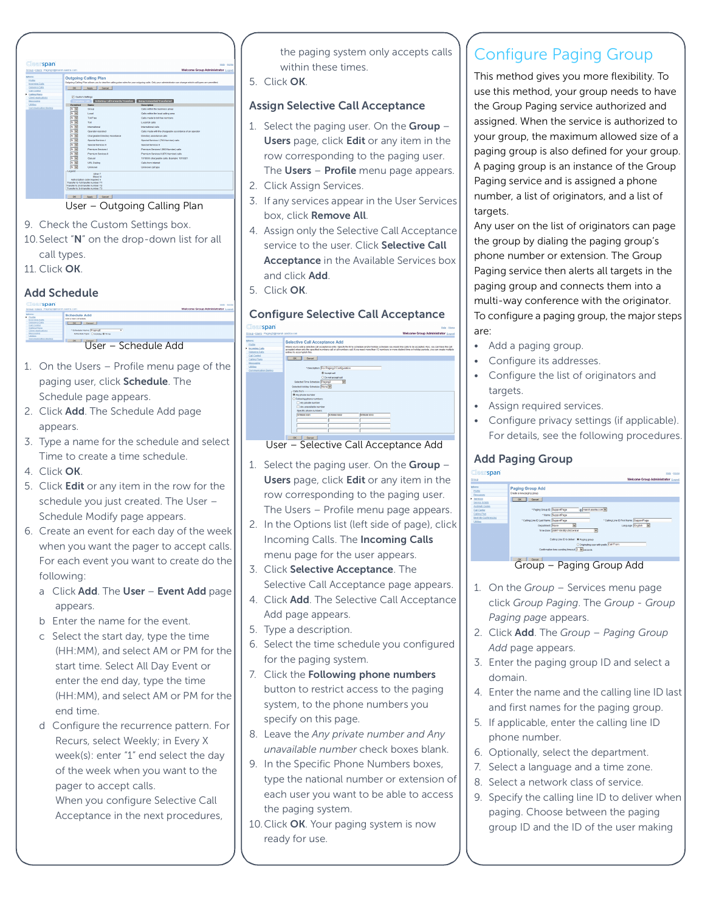User – Outgoing Calling Plan

9. Check the Custom Settings box.
10. Select "N" on the drop-down list for all call types.
11. Click OK.

## Add Schedule

User – Schedule Add

1. On the Users – Profile menu page of the paging user, click **Schedule**. The Schedule page appears.
2. Click **Add**. The Schedule Add page appears.
3. Type a name for the schedule and select Time to create a time schedule.
4. Click **OK**.
5. Click **Edit** or any item in the row for the schedule you just created. The User – Schedule Modify page appears.
6. Create an event for each day of the week when you want the pager to accept calls. For each event you want to create do the following:
   a. Click **Add**. The **User** – **Event Add** page appears.
   b. Enter the name for the event.
   c. Select the start day, type the time (HH:MM), and select AM or PM for the start time. Select All Day Event or enter the end day, type the time (HH:MM), and select AM or PM for the end time.
   d. Configure the recurrence pattern. For Recurs, select Weekly; in Every X week(s): enter "1" end select the day of the week when you want to the pager to accept calls.

   When you configure Selective Call Acceptance in the next procedures, the paging system only accepts calls within these times.
5. Click **OK**.

## Assign Selective Call Acceptance

1. Select the paging user. On the **Group** – **Users** page, click **Edit** or any item in the row corresponding to the paging user. The **Users** – **Profile** menu page appears.
2. Click Assign Services.
3. If any services appear in the User Services box, click **Remove All**.
4. Assign only the Selective Call Acceptance service to the user. Click **Selective Call Acceptance** in the Available Services box and click **Add**.
5. Click **OK**.

## Configure Selective Call Acceptance

User – Selective Call Acceptance Add

1. Select the paging user. On the **Group** – **Users** page, click **Edit** or any item in the row corresponding to the paging user. The Users – Profile menu page appears.
2. In the Options list (left side of page), click Incoming Calls. The **Incoming Calls** menu page for the user appears.
3. Click **Selective Acceptance**. The Selective Call Acceptance page appears.
4. Click **Add**. The Selective Call Acceptance Add page appears.
5. Type a description.
6. Select the time schedule you configured for the paging system.
7. Click the **Following phone numbers** button to restrict access to the paging system, to the phone numbers you specify on this page.
8. Leave the *Any private number and Any unavailable number* check boxes blank.
9. In the Specific Phone Numbers boxes, type the national number or extension of each user you want to be able to access the paging system.
10. Click **OK**. Your paging system is now ready for use.

# Configure Paging Group

This method gives you more flexibility. To use this method, your group needs to have the Group Paging service authorized and assigned. When the service is authorized to your group, the maximum allowed size of a paging group is also defined for your group. A paging group is an instance of the Group Paging service and is assigned a phone number, a list of originators, and a list of targets.

Any user on the list of originators can page the group by dialing the paging group's phone number or extension. The Group Paging service then alerts all targets in the paging group and connects them into a multi-way conference with the originator.

To configure a paging group, the major steps are:

- Add a paging group.
- Configure its addresses.
- Configure the list of originators and targets.
- Assign required services.
- Configure privacy settings (if applicable).

For details, see the following procedures.

## Add Paging Group

Group – Paging Group Add

1. On the *Group* – Services menu page click *Group Paging*. The *Group - Group Paging page* appears.
2. Click **Add**. The *Group – Paging Group Add* page appears.
3. Enter the paging group ID and select a domain.
4. Enter the name and the calling line ID last and first names for the paging group.
5. If applicable, enter the calling line ID phone number.
6. Optionally, select the department.
7. Select a language and a time zone.
8. Select a network class of service.
9. Specify the calling line ID to deliver when paging. Choose between the paging group ID and the ID of the user making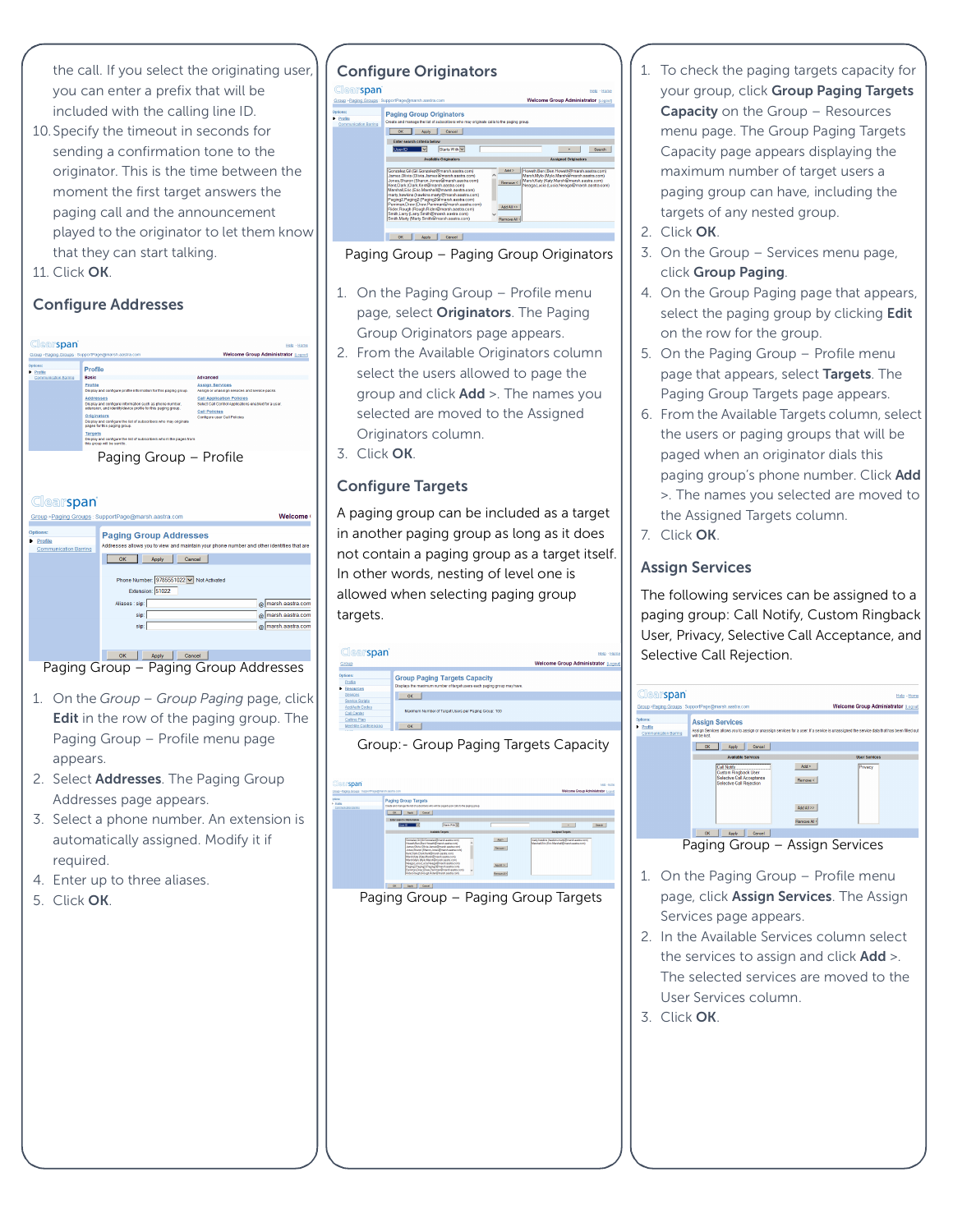the call. If you select the originating user, you can enter a prefix that will be included with the calling line ID.

10. Specify the timeout in seconds for sending a confirmation tone to the originator. This is the time between the moment the first target answers the paging call and the announcement played to the originator to let them know that they can start talking.
11. Click **OK**.

## Configure Addresses

Paging Group – Profile

Paging Group – Paging Group Addresses

1. On the *Group – Group Paging* page, click **Edit** in the row of the paging group. The Paging Group – Profile menu page appears.
2. Select **Addresses**. The Paging Group Addresses page appears.
3. Select a phone number. An extension is automatically assigned. Modify it if required.
4. Enter up to three aliases.
5. Click **OK**.

## Configure Originators

Paging Group – Paging Group Originators

1. On the Paging Group – Profile menu page, select **Originators**. The Paging Group Originators page appears.
2. From the Available Originators column select the users allowed to page the group and click **Add** >. The names you selected are moved to the Assigned Originators column.
3. Click **OK**.

## Configure Targets

A paging group can be included as a target in another paging group as long as it does not contain a paging group as a target itself. In other words, nesting of level one is allowed when selecting paging group targets.

Group:- Group Paging Targets Capacity

Paging Group – Paging Group Targets

1. To check the paging targets capacity for your group, click **Group Paging Targets Capacity** on the Group – Resources menu page. The Group Paging Targets Capacity page appears displaying the maximum number of target users a paging group can have, including the targets of any nested group.
2. Click **OK**.
3. On the Group – Services menu page, click **Group Paging**.
4. On the Group Paging page that appears, select the paging group by clicking **Edit** on the row for the group.
5. On the Paging Group – Profile menu page that appears, select **Targets**. The Paging Group Targets page appears.
6. From the Available Targets column, select the users or paging groups that will be paged when an originator dials this paging group's phone number. Click **Add** >. The names you selected are moved to the Assigned Targets column.
7. Click **OK**.

## Assign Services

The following services can be assigned to a paging group: Call Notify, Custom Ringback User, Privacy, Selective Call Acceptance, and Selective Call Rejection.

Paging Group – Assign Services

1. On the Paging Group – Profile menu page, click **Assign Services**. The Assign Services page appears.
2. In the Available Services column select the services to assign and click **Add** >. The selected services are moved to the User Services column.
3. Click **OK**.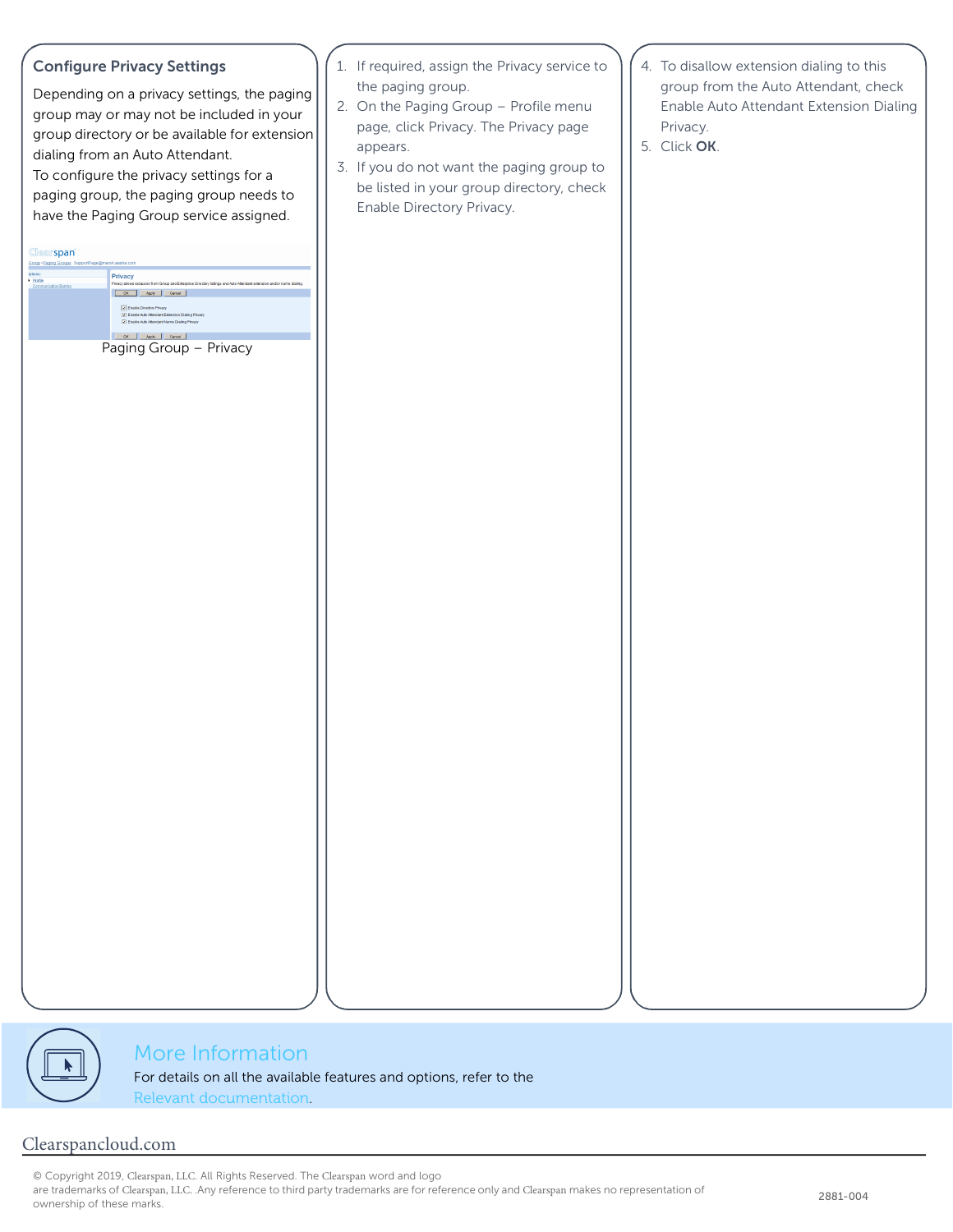### Configure Privacy Settings

Depending on a privacy settings, the paging group may or may not be included in your group directory or be available for extension dialing from an Auto Attendant.

To configure the privacy settings for a paging group, the paging group needs to have the Paging Group service assigned.

Paging Group – Privacy

1. If required, assign the Privacy service to the paging group.
2. On the Paging Group – Profile menu page, click Privacy. The Privacy page appears.
3. If you do not want the paging group to be listed in your group directory, check Enable Directory Privacy.
4. To disallow extension dialing to this group from the Auto Attendant, check Enable Auto Attendant Extension Dialing Privacy.
5. Click **OK**.

## More Information

For details on all the available features and options, refer to the Relevant documentation.

Clearspancloud.com

© Copyright 2019, Clearspan, LLC. All Rights Reserved. The Clearspan word and logo are trademarks of Clearspan, LLC. .Any reference to third party trademarks are for reference only and Clearspan makes no representation of ownership of these marks.

2881-004